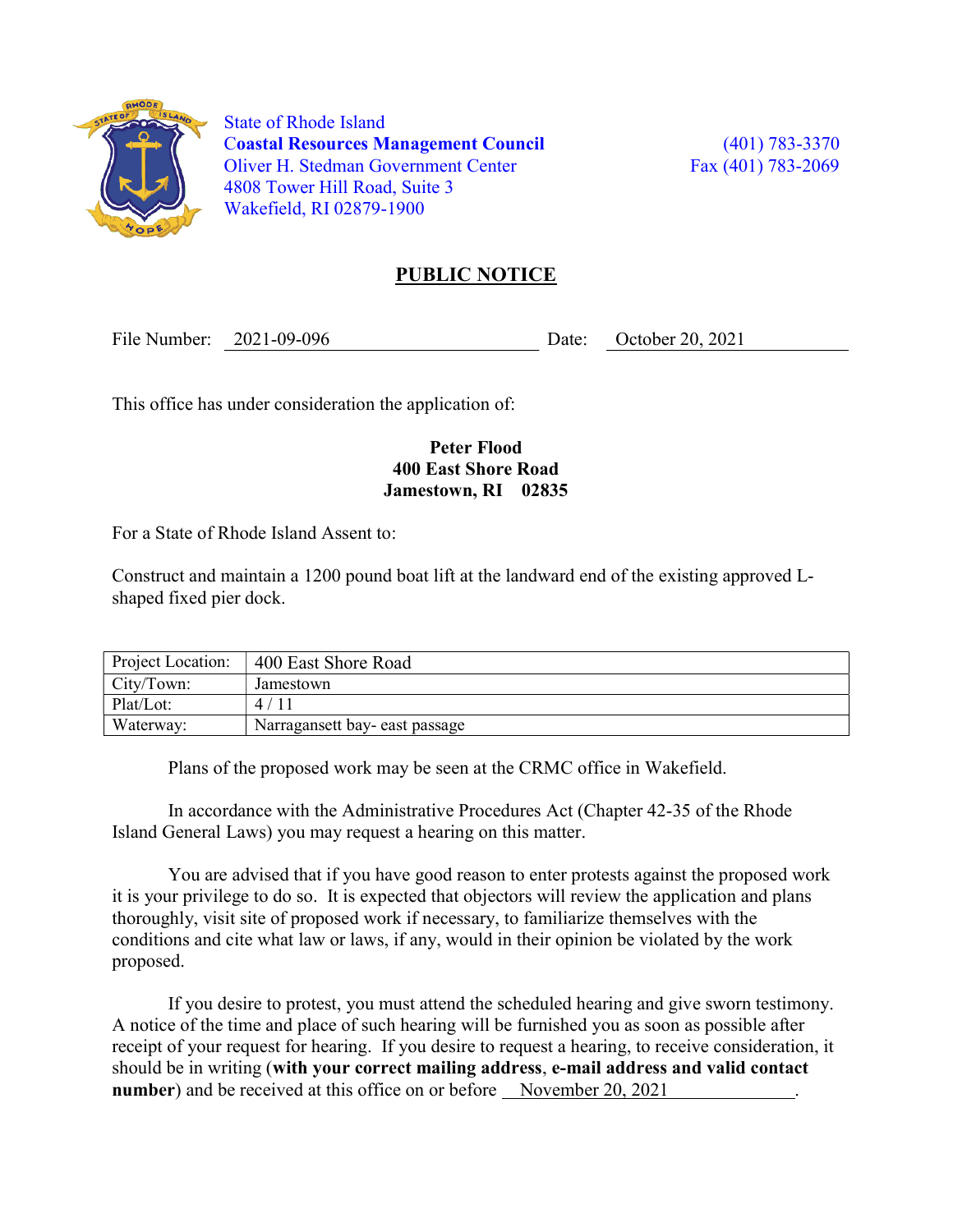State of Rhode Island
**Coastal Resources Management Council**
Oliver H. Stedman Government Center
4808 Tower Hill Road, Suite 3
Wakefield, RI 02879-1900

(401) 783-3370
Fax (401) 783-2069

# PUBLIC NOTICE

File Number: 2021-09-096 Date: October 20, 2021

This office has under consideration the application of:

**Peter Flood**
**400 East Shore Road**
**Jamestown, RI 02835**

For a State of Rhode Island Assent to:

Construct and maintain a 1200 pound boat lift at the landward end of the existing approved L-shaped fixed pier dock.

| Project Location: | 400 East Shore Road |
|---|---|
| City/Town: | Jamestown |
| Plat/Lot: | 4 / 11 |
| Waterway: | Narragansett bay- east passage |

Plans of the proposed work may be seen at the CRMC office in Wakefield.

In accordance with the Administrative Procedures Act (Chapter 42-35 of the Rhode Island General Laws) you may request a hearing on this matter.

You are advised that if you have good reason to enter protests against the proposed work it is your privilege to do so. It is expected that objectors will review the application and plans thoroughly, visit site of proposed work if necessary, to familiarize themselves with the conditions and cite what law or laws, if any, would in their opinion be violated by the work proposed.

If you desire to protest, you must attend the scheduled hearing and give sworn testimony. A notice of the time and place of such hearing will be furnished you as soon as possible after receipt of your request for hearing. If you desire to request a hearing, to receive consideration, it should be in writing (**with your correct mailing address**, **e-mail address and valid contact number**) and be received at this office on or before November 20, 2021.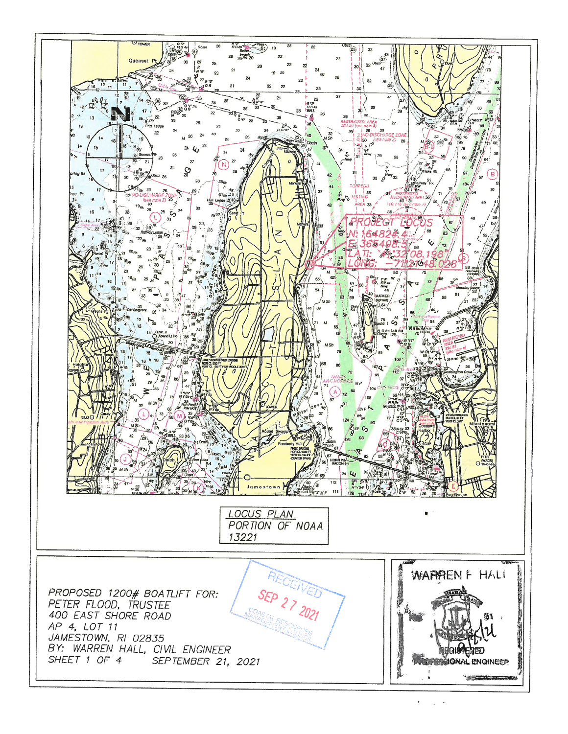PROJECT LOCUS
N: 164824.4
E: 365498.5
LAT: 41°32'08.198"
LONG: -71°2'48.028"

LOCUS PLAN
PORTION OF NOAA
13221

PROPOSED 1200# BOATLIFT FOR:
PETER FLOOD, TRUSTEE
400 EAST SHORE ROAD
AP 4, LOT 11
JAMESTOWN, RI 02835
BY: WARREN HALL, CIVIL ENGINEER
SHEET 1 OF 4 SEPTEMBER 21, 2021

RECEIVED
SEP 27 2021
COASTAL RESOURCES MANAGEMENT COUNCIL

WARREN F. HALL
REGISTERED PROFESSIONAL ENGINEER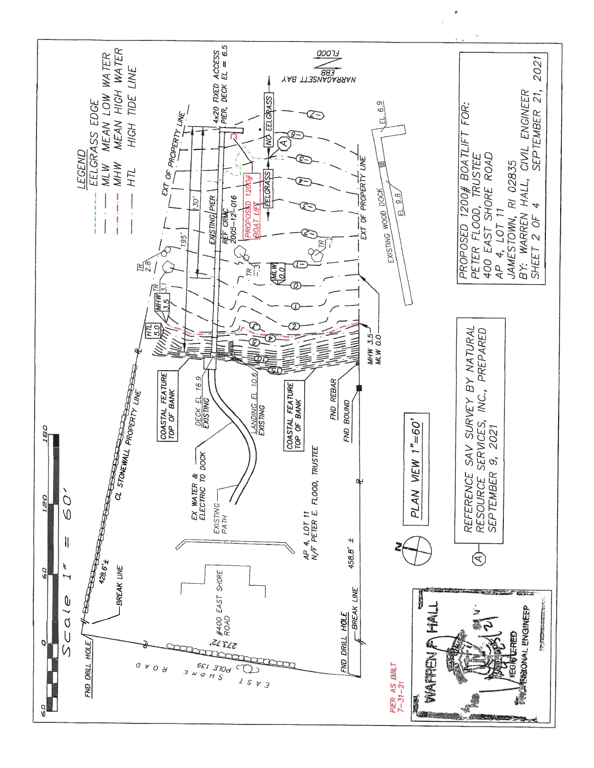**Scale 1" = 60'**

60 0 60 120 180

## LEGEND

- EELGRASS EDGE
- MLW MEAN LOW WATER
- MHW MEAN HIGH WATER
- HTL HIGH TIDE LINE

4x20 FIXED ACCESS PIER, DECK EL = 6.5

FLOOD
EBB
NARRAGANSETT BAY

EXT OF PROPERTY LINE

195'

30'

EXISTING PIER

REF CRMC 2005-12-016

PROPOSED 1200# BOAT LIFT

NO EELGRASS

EELGRASS

TR 2.8

TR 3.1

MHW 3.5

HTL 5.0

TR -3

TR -2

MLW 0.0

EXISTING WOOD DOCK

EL 9.8

EL 6.9

EXT OF PROPERTY LINE

COASTAL FEATURE TOP OF BANK

DECK EL 16.9 EXISTING

LANDING EL 10.6 EXISTING

COASTAL FEATURE TOP OF BANK

FND REBAR

FND BOUND

MHW 3.5
MLW 0.0

CL STONEWALL PROPERTY LINE

EX WATER & ELECTRIC TO DOCK

EXISTING PATH

AP 4, LOT 11
N/F PETER E. FLOOD, TRUSTEE

428.6'±

458.8' ±

BREAK LINE

FND DRILL HOLE

#400 EAST SHORE ROAD

273.72'

POLE 139

EAST SHORE ROAD

FND DRILL HOLE

BREAK LINE

**PLAN VIEW 1"=60'**

(A) REFERENCE SAV SURVEY BY NATURAL RESOURCE SERVICES, INC., PREPARED SEPTEMBER 9, 2021

PROPOSED 1200# BOATLIFT FOR:
PETER FLOOD, TRUSTEE
400 EAST SHORE ROAD
AP 4, LOT 11
JAMESTOWN, RI 02835
BY: WARREN HALL, CIVIL ENGINEER
SEPTEMBER 21, 2021
SHEET 2 OF 4

PIER AS BUILT 7-31-21

WARREN F. HALL
REGISTERED PROFESSIONAL ENGINEER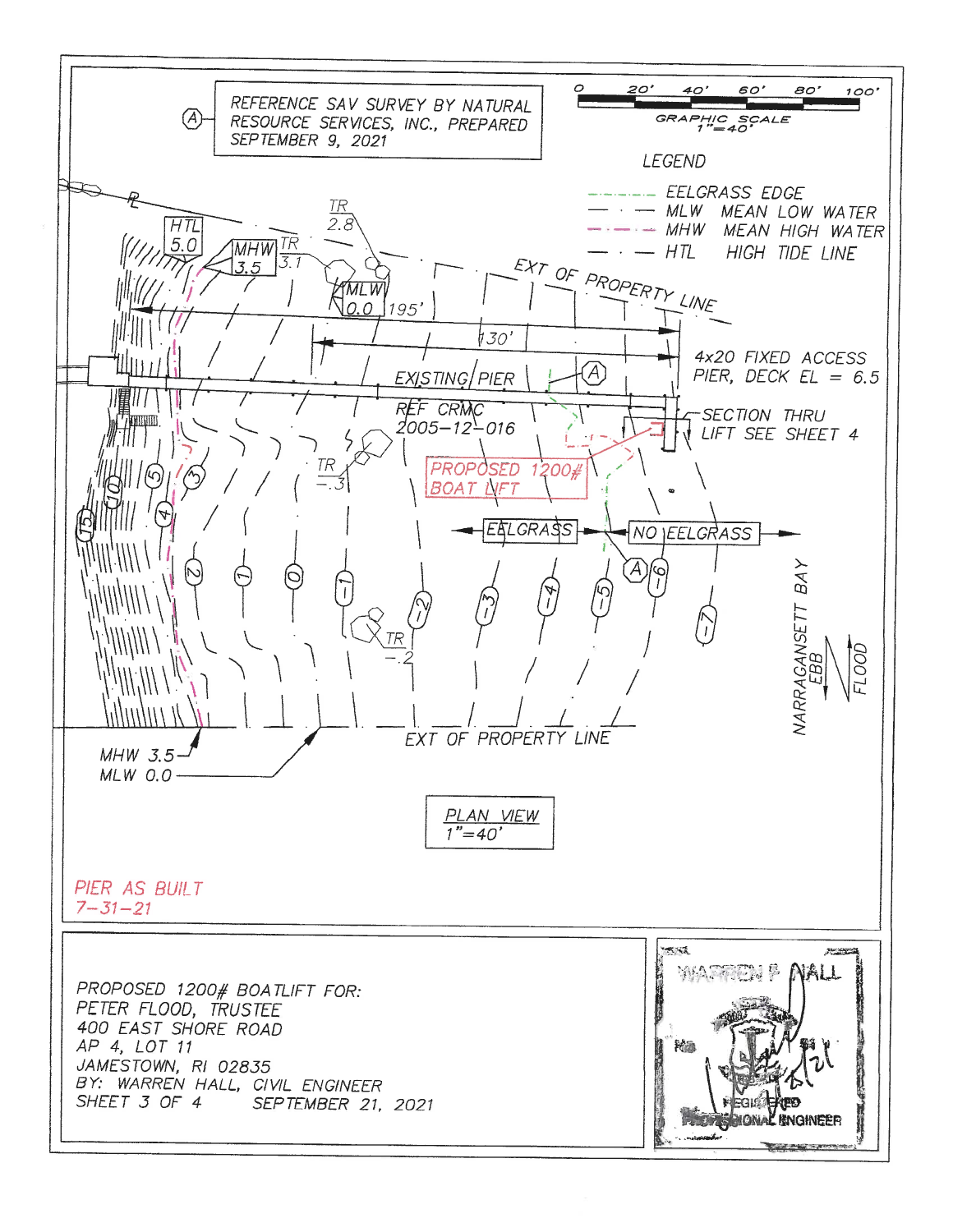(A) REFERENCE SAV SURVEY BY NATURAL RESOURCE SERVICES, INC., PREPARED SEPTEMBER 9, 2021

0 20' 40' 60' 80' 100'

GRAPHIC SCALE 1"=40'

**LEGEND**

- EELGRASS EDGE
- MLW MEAN LOW WATER
- MHW MEAN HIGH WATER
- HTL HIGH TIDE LINE

PL

HTL 5.0

MHW 3.5

TR 2.8

TR 3.1

MLW 0.0

195'

130'

EXT OF PROPERTY LINE

4x20 FIXED ACCESS PIER, DECK EL = 6.5

EXISTING PIER

REF CRMC 2005-12-016

SECTION THRU LIFT SEE SHEET 4

PROPOSED 1200# BOAT LIFT

TR -.3

EELGRASS

NO EELGRASS

TR -.2

15, 10, 5, 4, 3, 2, 1, 0, -1, -2, -3, -4, -5, -6, -7

NARRAGANSETT BAY

EBB

FLOOD

MHW 3.5

MLW 0.0

EXT OF PROPERTY LINE

PLAN VIEW
1"=40'

PIER AS BUILT
7-31-21

PROPOSED 1200# BOATLIFT FOR:
PETER FLOOD, TRUSTEE
400 EAST SHORE ROAD
AP 4, LOT 11
JAMESTOWN, RI 02835
BY: WARREN HALL, CIVIL ENGINEER
SHEET 3 OF 4 SEPTEMBER 21, 2021

WARREN F. HALL
REGISTERED PROFESSIONAL ENGINEER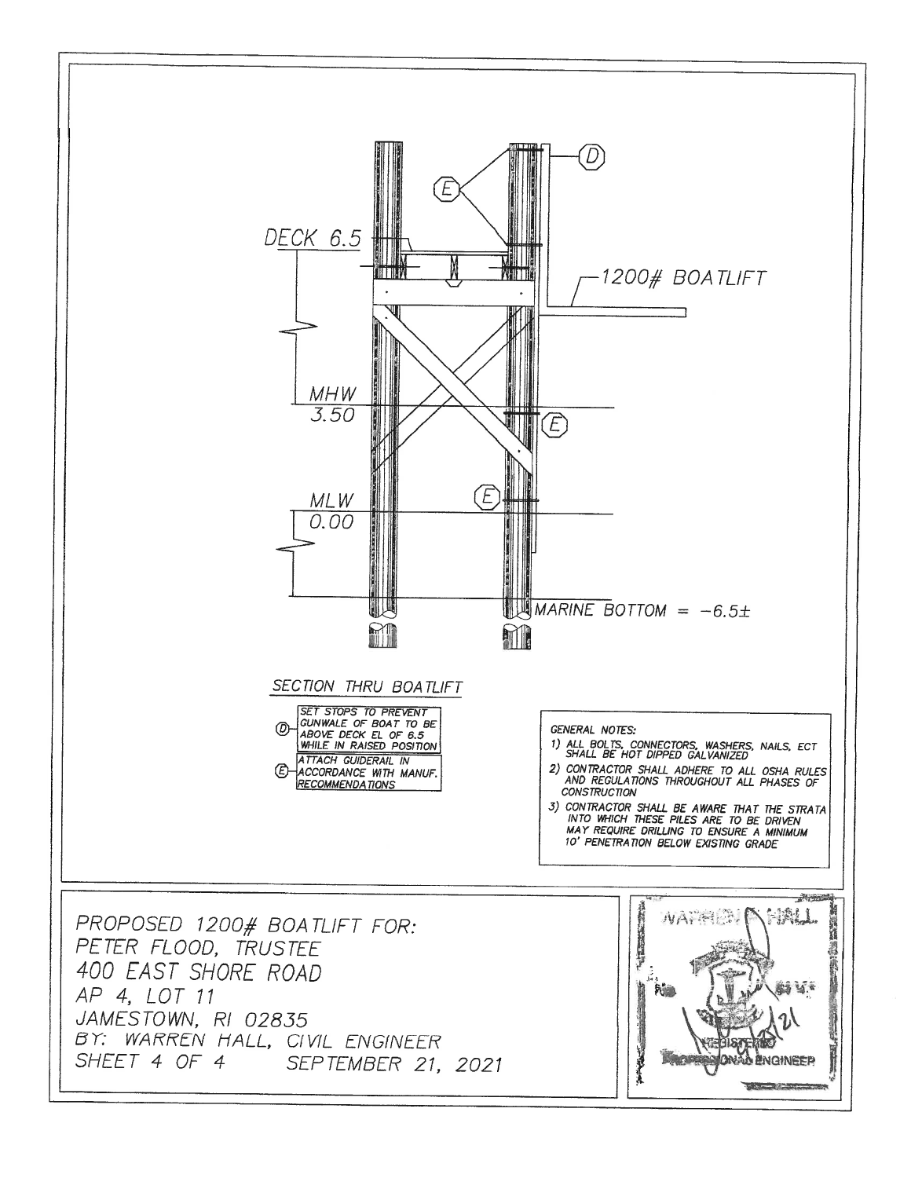DECK 6.5

1200# BOATLIFT

MHW
3.50

MLW
0.00

MARINE BOTTOM = -6.5±

D

E

## SECTION THRU BOATLIFT

(D) SET STOPS TO PREVENT GUNWALE OF BOAT TO BE ABOVE DECK EL OF 6.5 WHILE IN RAISED POSITION

(E) ATTACH GUIDERAIL IN ACCORDANCE WITH MANUF. RECOMMENDATIONS

GENERAL NOTES:

1) ALL BOLTS, CONNECTORS, WASHERS, NAILS, ECT SHALL BE HOT DIPPED GALVANIZED
2) CONTRACTOR SHALL ADHERE TO ALL OSHA RULES AND REGULATIONS THROUGHOUT ALL PHASES OF CONSTRUCTION
3) CONTRACTOR SHALL BE AWARE THAT THE STRATA INTO WHICH THESE PILES ARE TO BE DRIVEN MAY REQUIRE DRILLING TO ENSURE A MINIMUM 10' PENETRATION BELOW EXISTING GRADE

PROPOSED 1200# BOATLIFT FOR:
PETER FLOOD, TRUSTEE
400 EAST SHORE ROAD
AP 4, LOT 11
JAMESTOWN, RI 02835
BY: WARREN HALL, CIVIL ENGINEER
SHEET 4 OF 4 SEPTEMBER 21, 2021

WARREN HALL
REGISTERED PROFESSIONAL ENGINEER